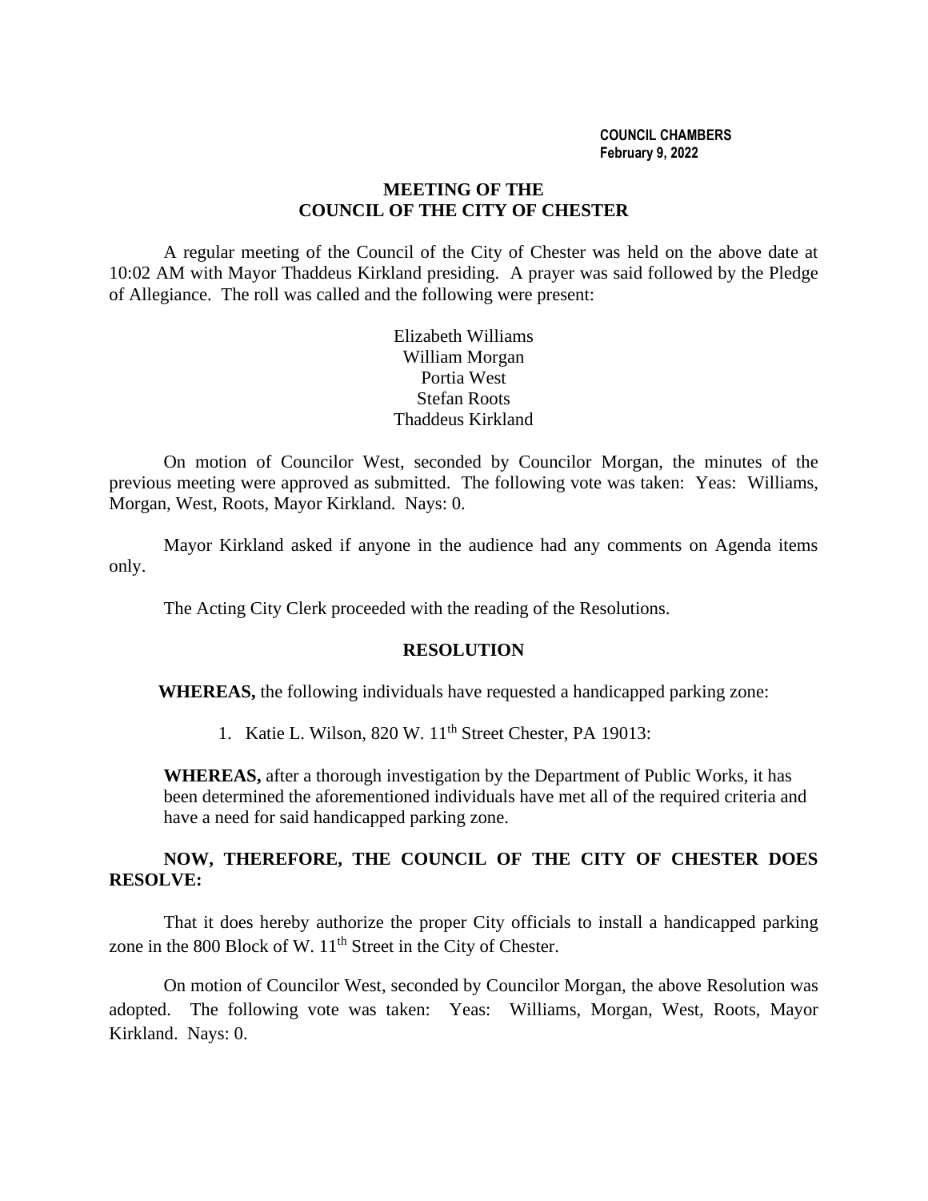**COUNCIL CHAMBERS**
**February 9, 2022**

# MEETING OF THE COUNCIL OF THE CITY OF CHESTER

A regular meeting of the Council of the City of Chester was held on the above date at 10:02 AM with Mayor Thaddeus Kirkland presiding. A prayer was said followed by the Pledge of Allegiance. The roll was called and the following were present:

Elizabeth Williams
William Morgan
Portia West
Stefan Roots
Thaddeus Kirkland

On motion of Councilor West, seconded by Councilor Morgan, the minutes of the previous meeting were approved as submitted. The following vote was taken: Yeas: Williams, Morgan, West, Roots, Mayor Kirkland. Nays: 0.

Mayor Kirkland asked if anyone in the audience had any comments on Agenda items only.

The Acting City Clerk proceeded with the reading of the Resolutions.

## RESOLUTION

**WHEREAS,** the following individuals have requested a handicapped parking zone:

1. Katie L. Wilson, 820 W. 11th Street Chester, PA 19013:

**WHEREAS,** after a thorough investigation by the Department of Public Works, it has been determined the aforementioned individuals have met all of the required criteria and have a need for said handicapped parking zone.

**NOW, THEREFORE, THE COUNCIL OF THE CITY OF CHESTER DOES RESOLVE:**

That it does hereby authorize the proper City officials to install a handicapped parking zone in the 800 Block of W. 11th Street in the City of Chester.

On motion of Councilor West, seconded by Councilor Morgan, the above Resolution was adopted. The following vote was taken: Yeas: Williams, Morgan, West, Roots, Mayor Kirkland. Nays: 0.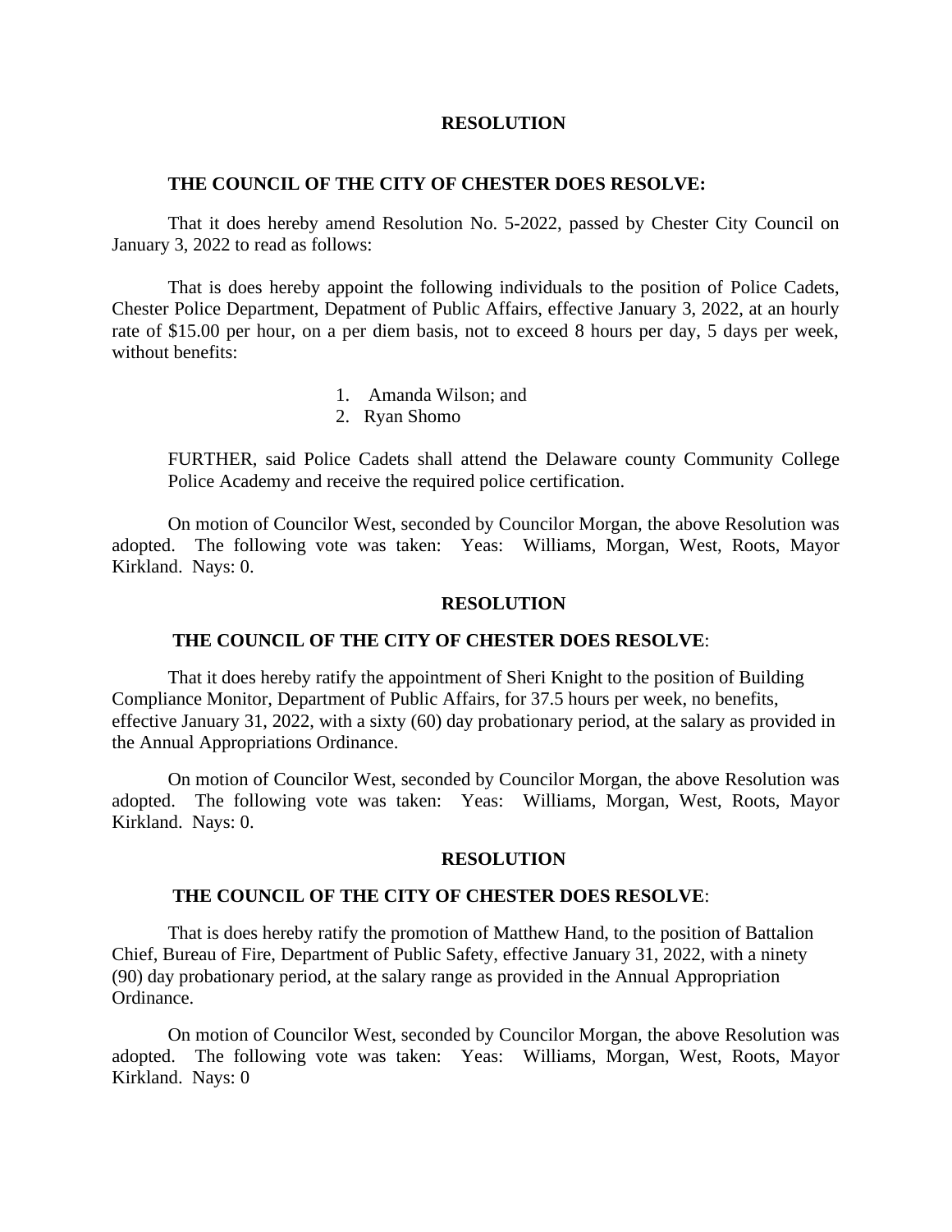**RESOLUTION**

**THE COUNCIL OF THE CITY OF CHESTER DOES RESOLVE:**

That it does hereby amend Resolution No. 5-2022, passed by Chester City Council on January 3, 2022 to read as follows:

That is does hereby appoint the following individuals to the position of Police Cadets, Chester Police Department, Depatment of Public Affairs, effective January 3, 2022, at an hourly rate of $15.00 per hour, on a per diem basis, not to exceed 8 hours per day, 5 days per week, without benefits:

1. Amanda Wilson; and
2. Ryan Shomo

FURTHER, said Police Cadets shall attend the Delaware county Community College Police Academy and receive the required police certification.

On motion of Councilor West, seconded by Councilor Morgan, the above Resolution was adopted. The following vote was taken: Yeas: Williams, Morgan, West, Roots, Mayor Kirkland. Nays: 0.

**RESOLUTION**

**THE COUNCIL OF THE CITY OF CHESTER DOES RESOLVE**:

That it does hereby ratify the appointment of Sheri Knight to the position of Building Compliance Monitor, Department of Public Affairs, for 37.5 hours per week, no benefits, effective January 31, 2022, with a sixty (60) day probationary period, at the salary as provided in the Annual Appropriations Ordinance.

On motion of Councilor West, seconded by Councilor Morgan, the above Resolution was adopted. The following vote was taken: Yeas: Williams, Morgan, West, Roots, Mayor Kirkland. Nays: 0.

**RESOLUTION**

**THE COUNCIL OF THE CITY OF CHESTER DOES RESOLVE**:

That is does hereby ratify the promotion of Matthew Hand, to the position of Battalion Chief, Bureau of Fire, Department of Public Safety, effective January 31, 2022, with a ninety (90) day probationary period, at the salary range as provided in the Annual Appropriation Ordinance.

On motion of Councilor West, seconded by Councilor Morgan, the above Resolution was adopted. The following vote was taken: Yeas: Williams, Morgan, West, Roots, Mayor Kirkland. Nays: 0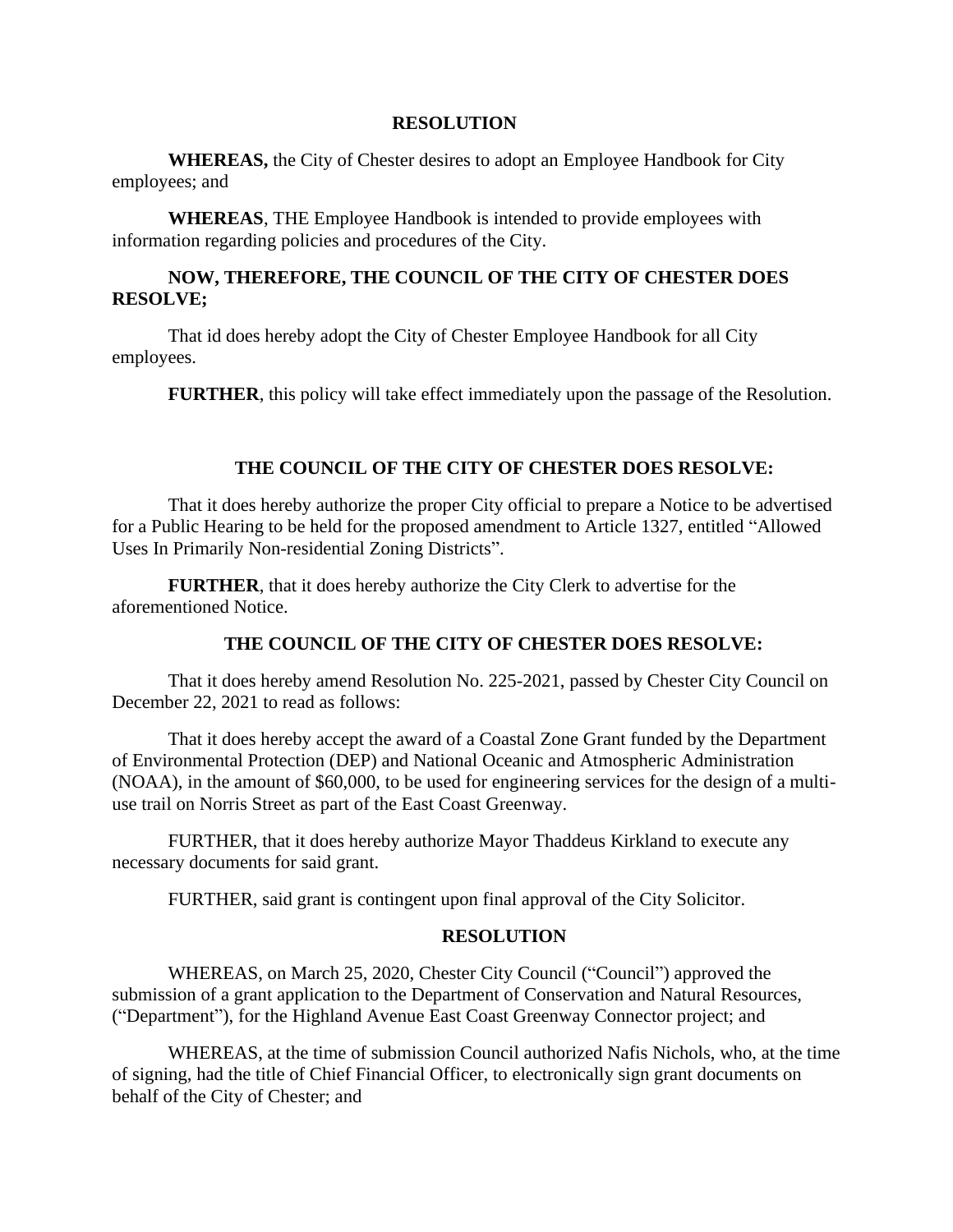**RESOLUTION**

**WHEREAS,** the City of Chester desires to adopt an Employee Handbook for City employees; and

**WHEREAS**, THE Employee Handbook is intended to provide employees with information regarding policies and procedures of the City.

**NOW, THEREFORE, THE COUNCIL OF THE CITY OF CHESTER DOES RESOLVE;**

That id does hereby adopt the City of Chester Employee Handbook for all City employees.

**FURTHER**, this policy will take effect immediately upon the passage of the Resolution.

**THE COUNCIL OF THE CITY OF CHESTER DOES RESOLVE:**

That it does hereby authorize the proper City official to prepare a Notice to be advertised for a Public Hearing to be held for the proposed amendment to Article 1327, entitled "Allowed Uses In Primarily Non-residential Zoning Districts".

**FURTHER**, that it does hereby authorize the City Clerk to advertise for the aforementioned Notice.

**THE COUNCIL OF THE CITY OF CHESTER DOES RESOLVE:**

That it does hereby amend Resolution No. 225-2021, passed by Chester City Council on December 22, 2021 to read as follows:

That it does hereby accept the award of a Coastal Zone Grant funded by the Department of Environmental Protection (DEP) and National Oceanic and Atmospheric Administration (NOAA), in the amount of $60,000, to be used for engineering services for the design of a multi-use trail on Norris Street as part of the East Coast Greenway.

FURTHER, that it does hereby authorize Mayor Thaddeus Kirkland to execute any necessary documents for said grant.

FURTHER, said grant is contingent upon final approval of the City Solicitor.

**RESOLUTION**

WHEREAS, on March 25, 2020, Chester City Council ("Council") approved the submission of a grant application to the Department of Conservation and Natural Resources, ("Department"), for the Highland Avenue East Coast Greenway Connector project; and

WHEREAS, at the time of submission Council authorized Nafis Nichols, who, at the time of signing, had the title of Chief Financial Officer, to electronically sign grant documents on behalf of the City of Chester; and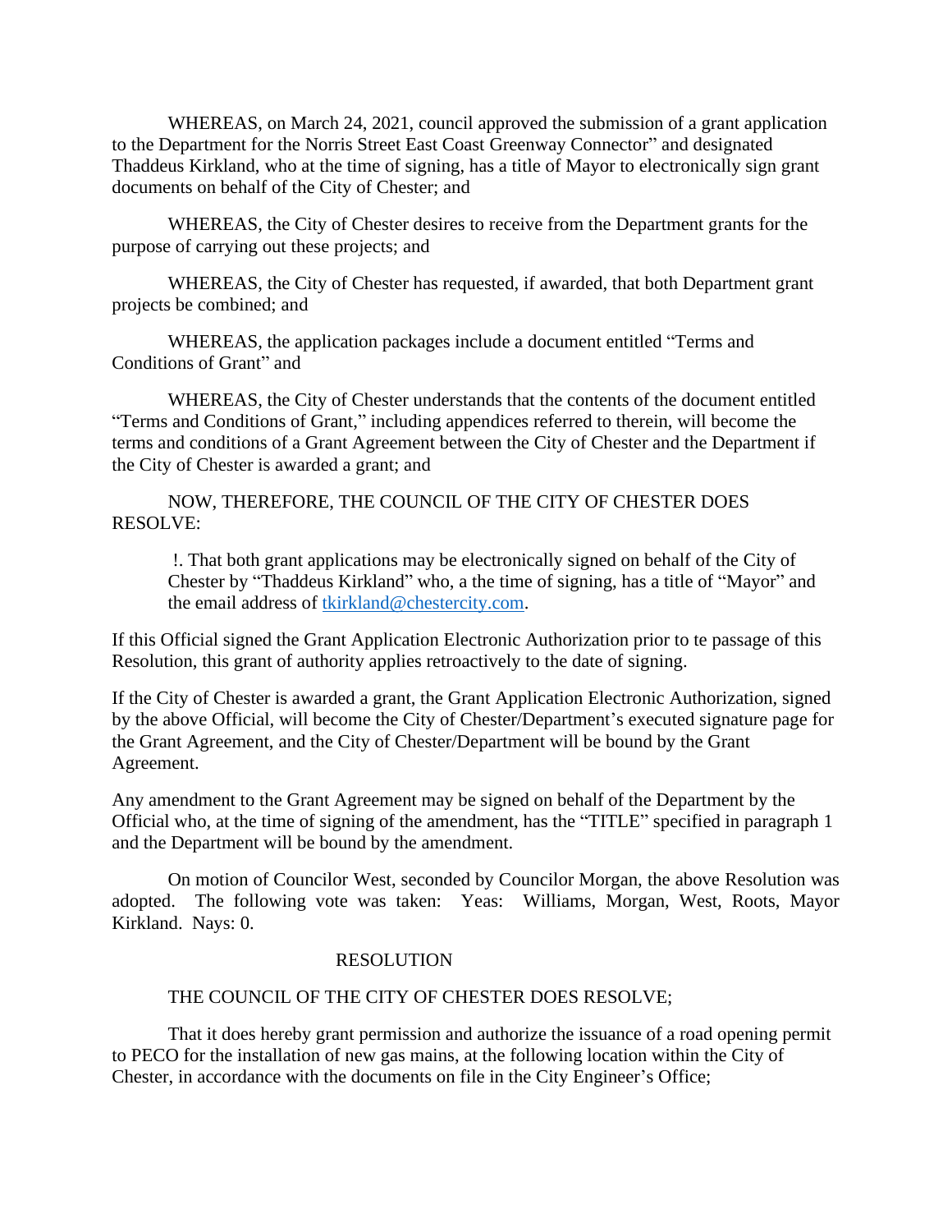WHEREAS, on March 24, 2021, council approved the submission of a grant application to the Department for the Norris Street East Coast Greenway Connector" and designated Thaddeus Kirkland, who at the time of signing, has a title of Mayor to electronically sign grant documents on behalf of the City of Chester; and

WHEREAS, the City of Chester desires to receive from the Department grants for the purpose of carrying out these projects; and

WHEREAS, the City of Chester has requested, if awarded, that both Department grant projects be combined; and

WHEREAS, the application packages include a document entitled "Terms and Conditions of Grant" and

WHEREAS, the City of Chester understands that the contents of the document entitled "Terms and Conditions of Grant," including appendices referred to therein, will become the terms and conditions of a Grant Agreement between the City of Chester and the Department if the City of Chester is awarded a grant; and

NOW, THEREFORE, THE COUNCIL OF THE CITY OF CHESTER DOES RESOLVE:

> !. That both grant applications may be electronically signed on behalf of the City of Chester by "Thaddeus Kirkland" who, a the time of signing, has a title of "Mayor" and the email address of tkirkland@chestercity.com.

If this Official signed the Grant Application Electronic Authorization prior to te passage of this Resolution, this grant of authority applies retroactively to the date of signing.

If the City of Chester is awarded a grant, the Grant Application Electronic Authorization, signed by the above Official, will become the City of Chester/Department's executed signature page for the Grant Agreement, and the City of Chester/Department will be bound by the Grant Agreement.

Any amendment to the Grant Agreement may be signed on behalf of the Department by the Official who, at the time of signing of the amendment, has the "TITLE" specified in paragraph 1 and the Department will be bound by the amendment.

On motion of Councilor West, seconded by Councilor Morgan, the above Resolution was adopted. The following vote was taken: Yeas: Williams, Morgan, West, Roots, Mayor Kirkland. Nays: 0.

RESOLUTION

THE COUNCIL OF THE CITY OF CHESTER DOES RESOLVE;

That it does hereby grant permission and authorize the issuance of a road opening permit to PECO for the installation of new gas mains, at the following location within the City of Chester, in accordance with the documents on file in the City Engineer's Office;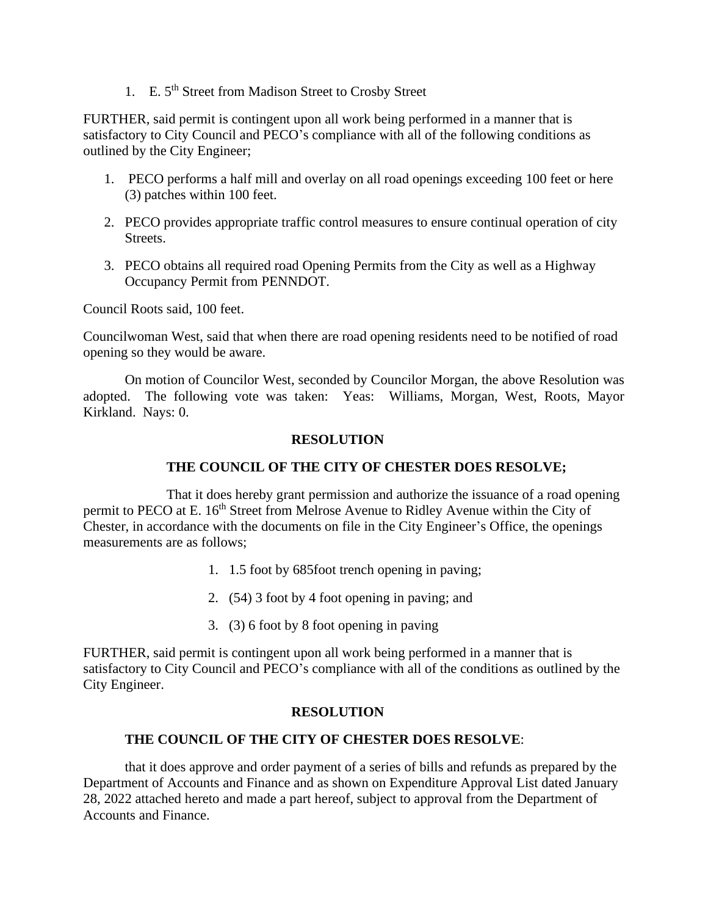1. E. 5th Street from Madison Street to Crosby Street

FURTHER, said permit is contingent upon all work being performed in a manner that is satisfactory to City Council and PECO's compliance with all of the following conditions as outlined by the City Engineer;

1. PECO performs a half mill and overlay on all road openings exceeding 100 feet or here (3) patches within 100 feet.

2. PECO provides appropriate traffic control measures to ensure continual operation of city Streets.

3. PECO obtains all required road Opening Permits from the City as well as a Highway Occupancy Permit from PENNDOT.

Council Roots said, 100 feet.

Councilwoman West, said that when there are road opening residents need to be notified of road opening so they would be aware.

On motion of Councilor West, seconded by Councilor Morgan, the above Resolution was adopted. The following vote was taken: Yeas: Williams, Morgan, West, Roots, Mayor Kirkland. Nays: 0.

**RESOLUTION**

**THE COUNCIL OF THE CITY OF CHESTER DOES RESOLVE;**

That it does hereby grant permission and authorize the issuance of a road opening permit to PECO at E. 16th Street from Melrose Avenue to Ridley Avenue within the City of Chester, in accordance with the documents on file in the City Engineer's Office, the openings measurements are as follows;

1. 1.5 foot by 685foot trench opening in paving;

2. (54) 3 foot by 4 foot opening in paving; and

3. (3) 6 foot by 8 foot opening in paving

FURTHER, said permit is contingent upon all work being performed in a manner that is satisfactory to City Council and PECO's compliance with all of the conditions as outlined by the City Engineer.

**RESOLUTION**

**THE COUNCIL OF THE CITY OF CHESTER DOES RESOLVE**:

that it does approve and order payment of a series of bills and refunds as prepared by the Department of Accounts and Finance and as shown on Expenditure Approval List dated January 28, 2022 attached hereto and made a part hereof, subject to approval from the Department of Accounts and Finance.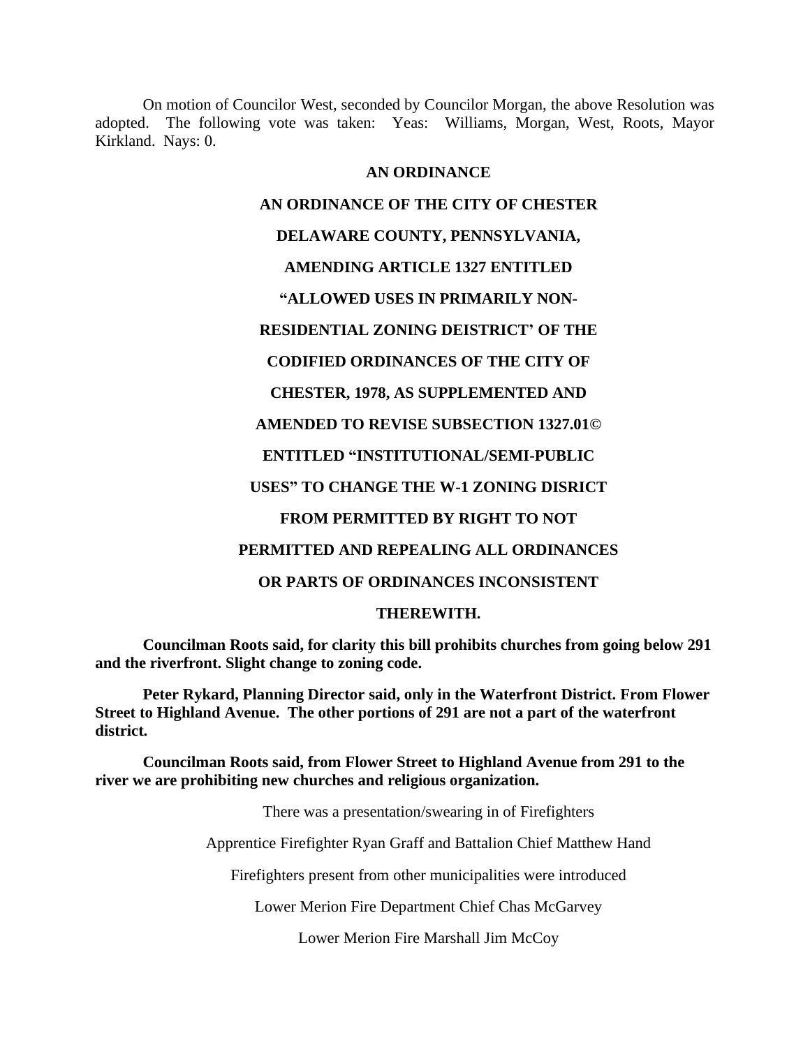On motion of Councilor West, seconded by Councilor Morgan, the above Resolution was adopted. The following vote was taken: Yeas: Williams, Morgan, West, Roots, Mayor Kirkland. Nays: 0.

**AN ORDINANCE**

**AN ORDINANCE OF THE CITY OF CHESTER DELAWARE COUNTY, PENNSYLVANIA, AMENDING ARTICLE 1327 ENTITLED "ALLOWED USES IN PRIMARILY NON-RESIDENTIAL ZONING DEISTRICT' OF THE CODIFIED ORDINANCES OF THE CITY OF CHESTER, 1978, AS SUPPLEMENTED AND AMENDED TO REVISE SUBSECTION 1327.01© ENTITLED "INSTITUTIONAL/SEMI-PUBLIC USES" TO CHANGE THE W-1 ZONING DISRICT FROM PERMITTED BY RIGHT TO NOT PERMITTED AND REPEALING ALL ORDINANCES OR PARTS OF ORDINANCES INCONSISTENT THEREWITH.**

**Councilman Roots said, for clarity this bill prohibits churches from going below 291 and the riverfront. Slight change to zoning code.**

**Peter Rykard, Planning Director said, only in the Waterfront District. From Flower Street to Highland Avenue. The other portions of 291 are not a part of the waterfront district.**

**Councilman Roots said, from Flower Street to Highland Avenue from 291 to the river we are prohibiting new churches and religious organization.**

There was a presentation/swearing in of Firefighters

Apprentice Firefighter Ryan Graff and Battalion Chief Matthew Hand

Firefighters present from other municipalities were introduced

Lower Merion Fire Department Chief Chas McGarvey

Lower Merion Fire Marshall Jim McCoy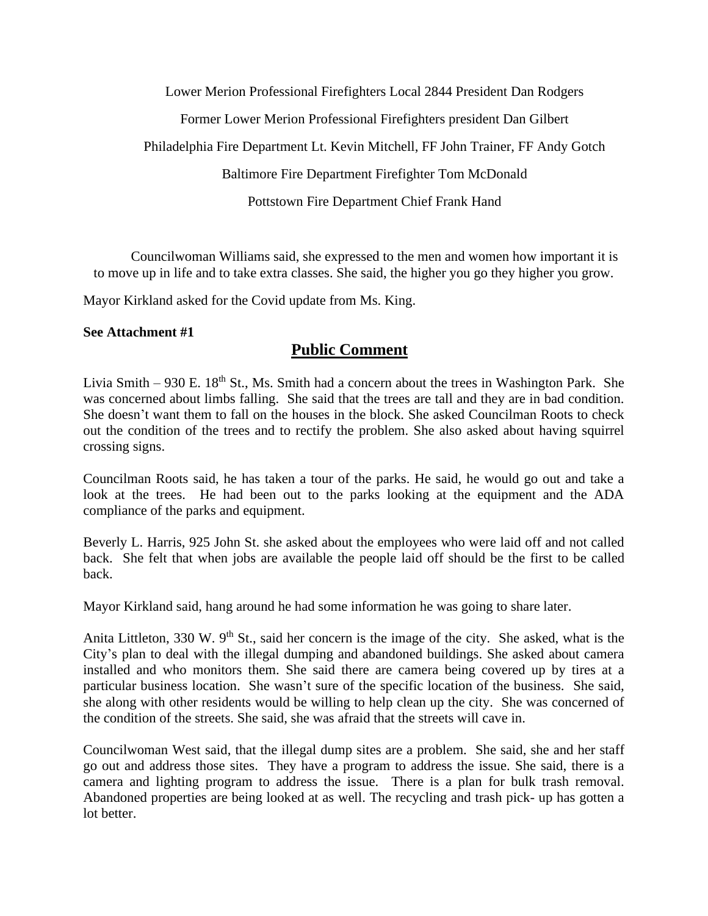Lower Merion Professional Firefighters Local 2844 President Dan Rodgers

Former Lower Merion Professional Firefighters president Dan Gilbert

Philadelphia Fire Department Lt. Kevin Mitchell, FF John Trainer, FF Andy Gotch

Baltimore Fire Department Firefighter Tom McDonald

Pottstown Fire Department Chief Frank Hand

Councilwoman Williams said, she expressed to the men and women how important it is to move up in life and to take extra classes. She said, the higher you go they higher you grow.

Mayor Kirkland asked for the Covid update from Ms. King.

**See Attachment #1**

## Public Comment

Livia Smith – 930 E. 18th St., Ms. Smith had a concern about the trees in Washington Park. She was concerned about limbs falling. She said that the trees are tall and they are in bad condition. She doesn't want them to fall on the houses in the block. She asked Councilman Roots to check out the condition of the trees and to rectify the problem. She also asked about having squirrel crossing signs.

Councilman Roots said, he has taken a tour of the parks. He said, he would go out and take a look at the trees. He had been out to the parks looking at the equipment and the ADA compliance of the parks and equipment.

Beverly L. Harris, 925 John St. she asked about the employees who were laid off and not called back. She felt that when jobs are available the people laid off should be the first to be called back.

Mayor Kirkland said, hang around he had some information he was going to share later.

Anita Littleton, 330 W. 9th St., said her concern is the image of the city. She asked, what is the City's plan to deal with the illegal dumping and abandoned buildings. She asked about camera installed and who monitors them. She said there are camera being covered up by tires at a particular business location. She wasn't sure of the specific location of the business. She said, she along with other residents would be willing to help clean up the city. She was concerned of the condition of the streets. She said, she was afraid that the streets will cave in.

Councilwoman West said, that the illegal dump sites are a problem. She said, she and her staff go out and address those sites. They have a program to address the issue. She said, there is a camera and lighting program to address the issue. There is a plan for bulk trash removal. Abandoned properties are being looked at as well. The recycling and trash pick- up has gotten a lot better.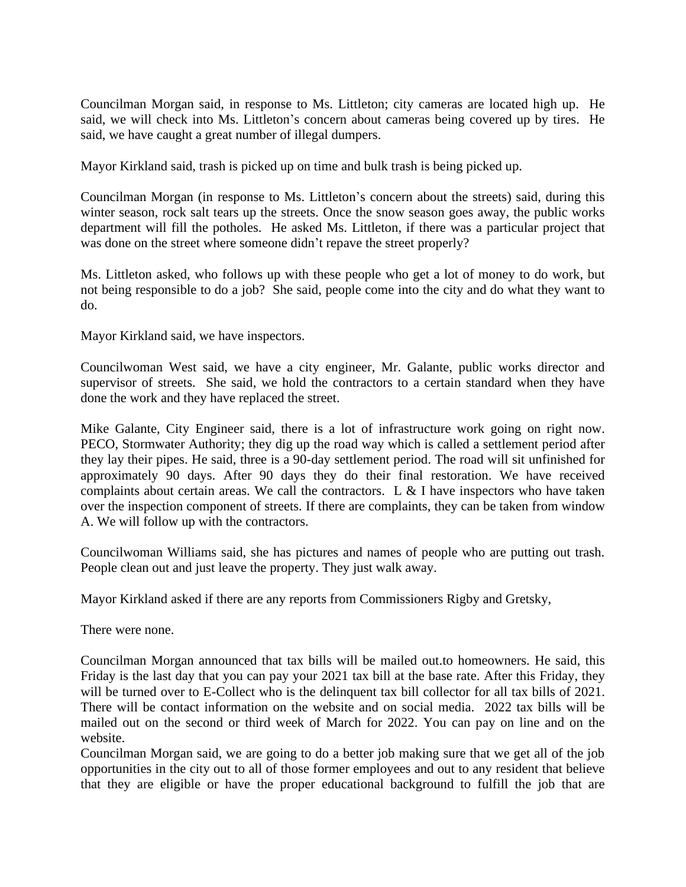Councilman Morgan said, in response to Ms. Littleton; city cameras are located high up. He said, we will check into Ms. Littleton's concern about cameras being covered up by tires. He said, we have caught a great number of illegal dumpers.

Mayor Kirkland said, trash is picked up on time and bulk trash is being picked up.

Councilman Morgan (in response to Ms. Littleton's concern about the streets) said, during this winter season, rock salt tears up the streets. Once the snow season goes away, the public works department will fill the potholes. He asked Ms. Littleton, if there was a particular project that was done on the street where someone didn't repave the street properly?

Ms. Littleton asked, who follows up with these people who get a lot of money to do work, but not being responsible to do a job? She said, people come into the city and do what they want to do.

Mayor Kirkland said, we have inspectors.

Councilwoman West said, we have a city engineer, Mr. Galante, public works director and supervisor of streets. She said, we hold the contractors to a certain standard when they have done the work and they have replaced the street.

Mike Galante, City Engineer said, there is a lot of infrastructure work going on right now. PECO, Stormwater Authority; they dig up the road way which is called a settlement period after they lay their pipes. He said, three is a 90-day settlement period. The road will sit unfinished for approximately 90 days. After 90 days they do their final restoration. We have received complaints about certain areas. We call the contractors. L & I have inspectors who have taken over the inspection component of streets. If there are complaints, they can be taken from window A. We will follow up with the contractors.

Councilwoman Williams said, she has pictures and names of people who are putting out trash. People clean out and just leave the property. They just walk away.

Mayor Kirkland asked if there are any reports from Commissioners Rigby and Gretsky,

There were none.

Councilman Morgan announced that tax bills will be mailed out.to homeowners. He said, this Friday is the last day that you can pay your 2021 tax bill at the base rate. After this Friday, they will be turned over to E-Collect who is the delinquent tax bill collector for all tax bills of 2021. There will be contact information on the website and on social media. 2022 tax bills will be mailed out on the second or third week of March for 2022. You can pay on line and on the website.

Councilman Morgan said, we are going to do a better job making sure that we get all of the job opportunities in the city out to all of those former employees and out to any resident that believe that they are eligible or have the proper educational background to fulfill the job that are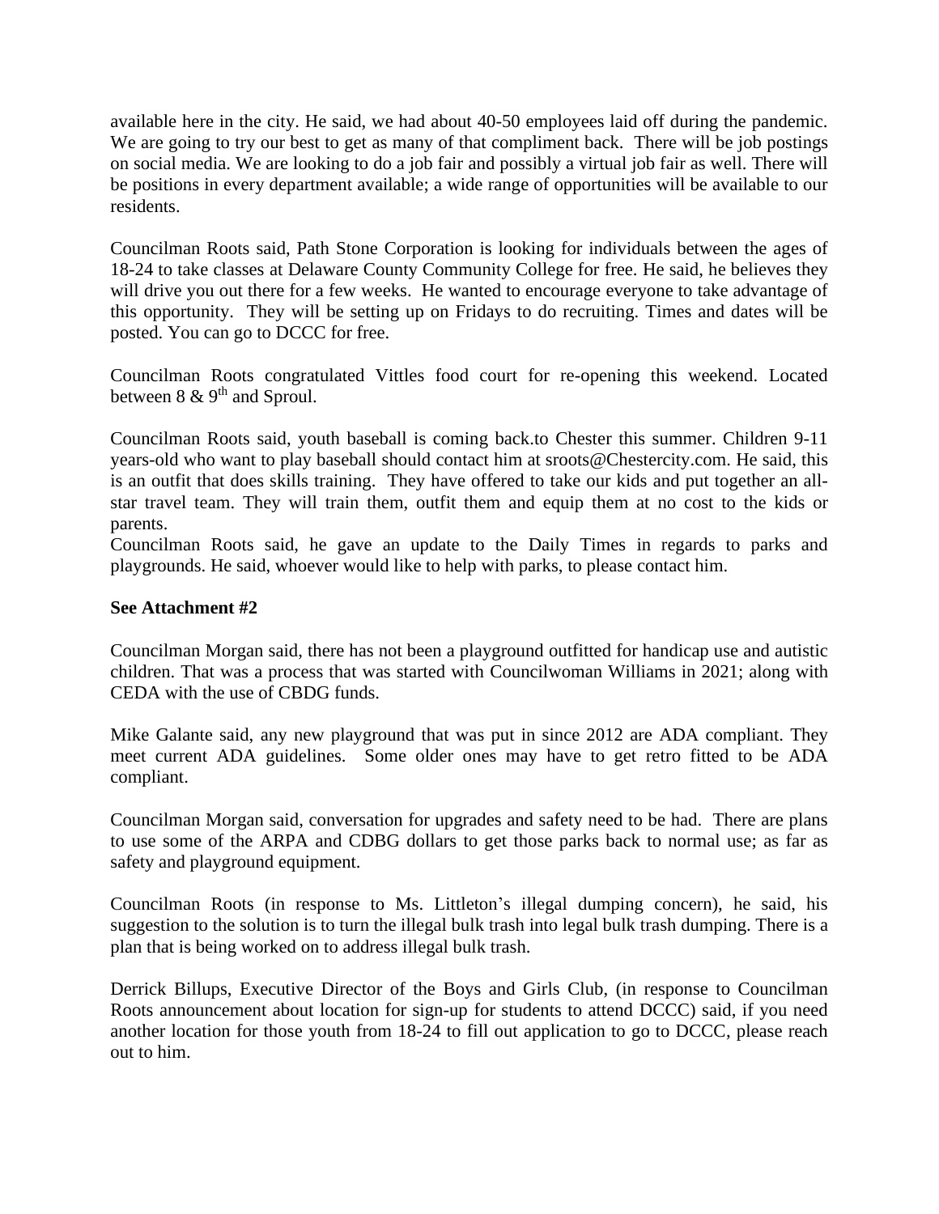available here in the city. He said, we had about 40-50 employees laid off during the pandemic. We are going to try our best to get as many of that compliment back. There will be job postings on social media. We are looking to do a job fair and possibly a virtual job fair as well. There will be positions in every department available; a wide range of opportunities will be available to our residents.

Councilman Roots said, Path Stone Corporation is looking for individuals between the ages of 18-24 to take classes at Delaware County Community College for free. He said, he believes they will drive you out there for a few weeks. He wanted to encourage everyone to take advantage of this opportunity. They will be setting up on Fridays to do recruiting. Times and dates will be posted. You can go to DCCC for free.

Councilman Roots congratulated Vittles food court for re-opening this weekend. Located between 8 & 9th and Sproul.

Councilman Roots said, youth baseball is coming back.to Chester this summer. Children 9-11 years-old who want to play baseball should contact him at sroots@Chestercity.com. He said, this is an outfit that does skills training. They have offered to take our kids and put together an all-star travel team. They will train them, outfit them and equip them at no cost to the kids or parents.
Councilman Roots said, he gave an update to the Daily Times in regards to parks and playgrounds. He said, whoever would like to help with parks, to please contact him.

**See Attachment #2**

Councilman Morgan said, there has not been a playground outfitted for handicap use and autistic children. That was a process that was started with Councilwoman Williams in 2021; along with CEDA with the use of CBDG funds.

Mike Galante said, any new playground that was put in since 2012 are ADA compliant. They meet current ADA guidelines. Some older ones may have to get retro fitted to be ADA compliant.

Councilman Morgan said, conversation for upgrades and safety need to be had. There are plans to use some of the ARPA and CDBG dollars to get those parks back to normal use; as far as safety and playground equipment.

Councilman Roots (in response to Ms. Littleton's illegal dumping concern), he said, his suggestion to the solution is to turn the illegal bulk trash into legal bulk trash dumping. There is a plan that is being worked on to address illegal bulk trash.

Derrick Billups, Executive Director of the Boys and Girls Club, (in response to Councilman Roots announcement about location for sign-up for students to attend DCCC) said, if you need another location for those youth from 18-24 to fill out application to go to DCCC, please reach out to him.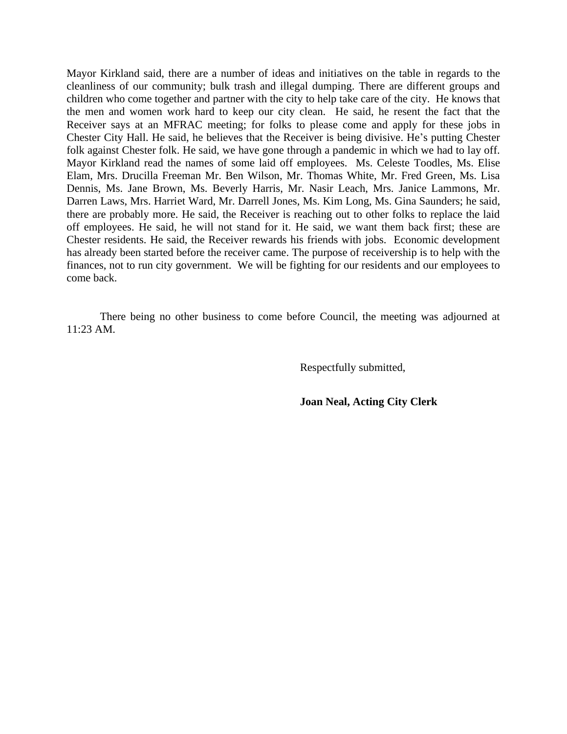Mayor Kirkland said, there are a number of ideas and initiatives on the table in regards to the cleanliness of our community; bulk trash and illegal dumping. There are different groups and children who come together and partner with the city to help take care of the city. He knows that the men and women work hard to keep our city clean. He said, he resent the fact that the Receiver says at an MFRAC meeting; for folks to please come and apply for these jobs in Chester City Hall. He said, he believes that the Receiver is being divisive. He's putting Chester folk against Chester folk. He said, we have gone through a pandemic in which we had to lay off. Mayor Kirkland read the names of some laid off employees. Ms. Celeste Toodles, Ms. Elise Elam, Mrs. Drucilla Freeman Mr. Ben Wilson, Mr. Thomas White, Mr. Fred Green, Ms. Lisa Dennis, Ms. Jane Brown, Ms. Beverly Harris, Mr. Nasir Leach, Mrs. Janice Lammons, Mr. Darren Laws, Mrs. Harriet Ward, Mr. Darrell Jones, Ms. Kim Long, Ms. Gina Saunders; he said, there are probably more. He said, the Receiver is reaching out to other folks to replace the laid off employees. He said, he will not stand for it. He said, we want them back first; these are Chester residents. He said, the Receiver rewards his friends with jobs. Economic development has already been started before the receiver came. The purpose of receivership is to help with the finances, not to run city government. We will be fighting for our residents and our employees to come back.

There being no other business to come before Council, the meeting was adjourned at 11:23 AM.

Respectfully submitted,

**Joan Neal, Acting City Clerk**